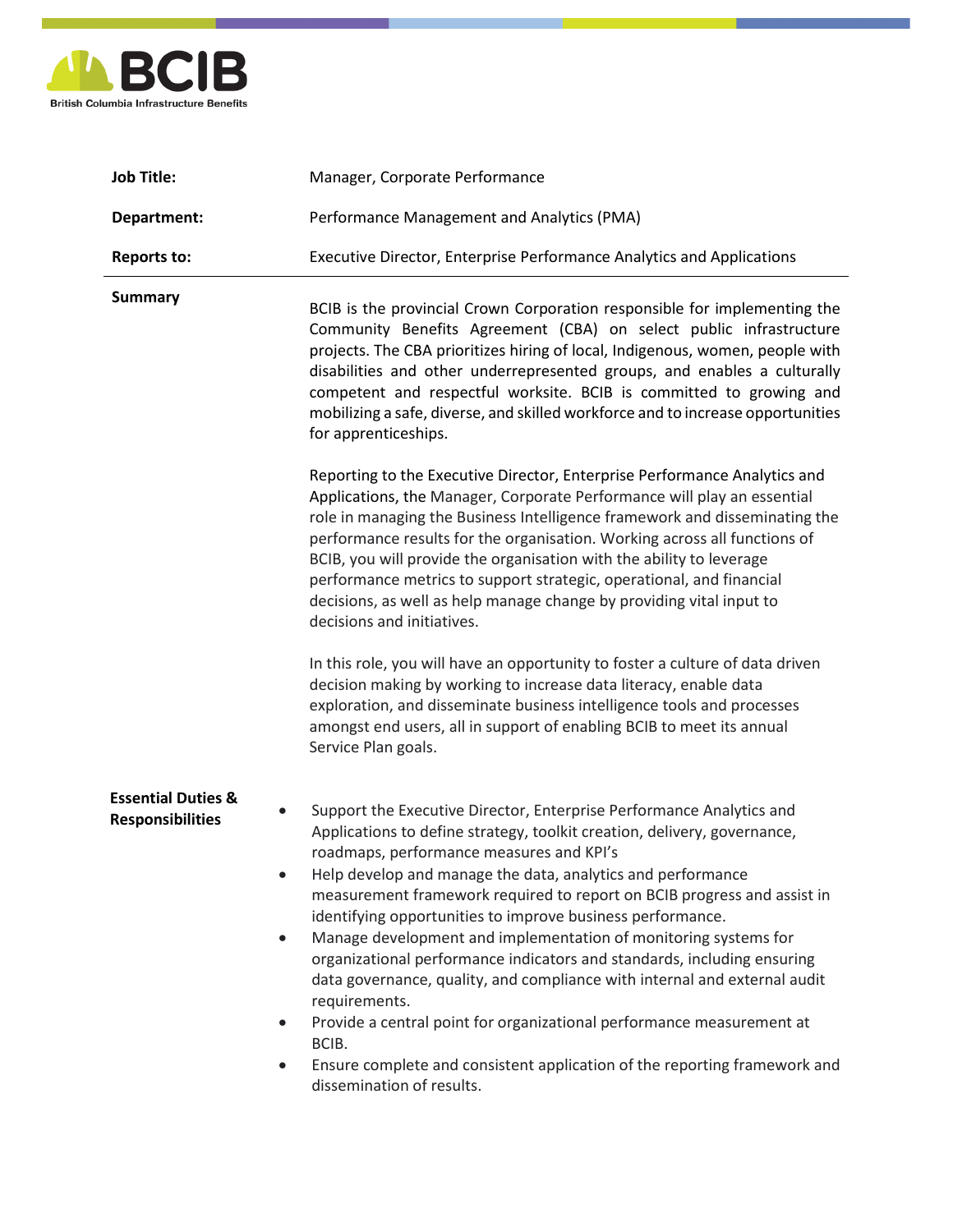BCIB
British Columbia Infrastructure Benefits

| | |
|---|---|
| **Job Title:** | Manager, Corporate Performance |
| **Department:** | Performance Management and Analytics (PMA) |
| **Reports to:** | Executive Director, Enterprise Performance Analytics and Applications |

## Summary

BCIB is the provincial Crown Corporation responsible for implementing the Community Benefits Agreement (CBA) on select public infrastructure projects. The CBA prioritizes hiring of local, Indigenous, women, people with disabilities and other underrepresented groups, and enables a culturally competent and respectful worksite. BCIB is committed to growing and mobilizing a safe, diverse, and skilled workforce and to increase opportunities for apprenticeships.

Reporting to the Executive Director, Enterprise Performance Analytics and Applications, the Manager, Corporate Performance will play an essential role in managing the Business Intelligence framework and disseminating the performance results for the organisation. Working across all functions of BCIB, you will provide the organisation with the ability to leverage performance metrics to support strategic, operational, and financial decisions, as well as help manage change by providing vital input to decisions and initiatives.

In this role, you will have an opportunity to foster a culture of data driven decision making by working to increase data literacy, enable data exploration, and disseminate business intelligence tools and processes amongst end users, all in support of enabling BCIB to meet its annual Service Plan goals.

## Essential Duties & Responsibilities

- Support the Executive Director, Enterprise Performance Analytics and Applications to define strategy, toolkit creation, delivery, governance, roadmaps, performance measures and KPI's
- Help develop and manage the data, analytics and performance measurement framework required to report on BCIB progress and assist in identifying opportunities to improve business performance.
- Manage development and implementation of monitoring systems for organizational performance indicators and standards, including ensuring data governance, quality, and compliance with internal and external audit requirements.
- Provide a central point for organizational performance measurement at BCIB.
- Ensure complete and consistent application of the reporting framework and dissemination of results.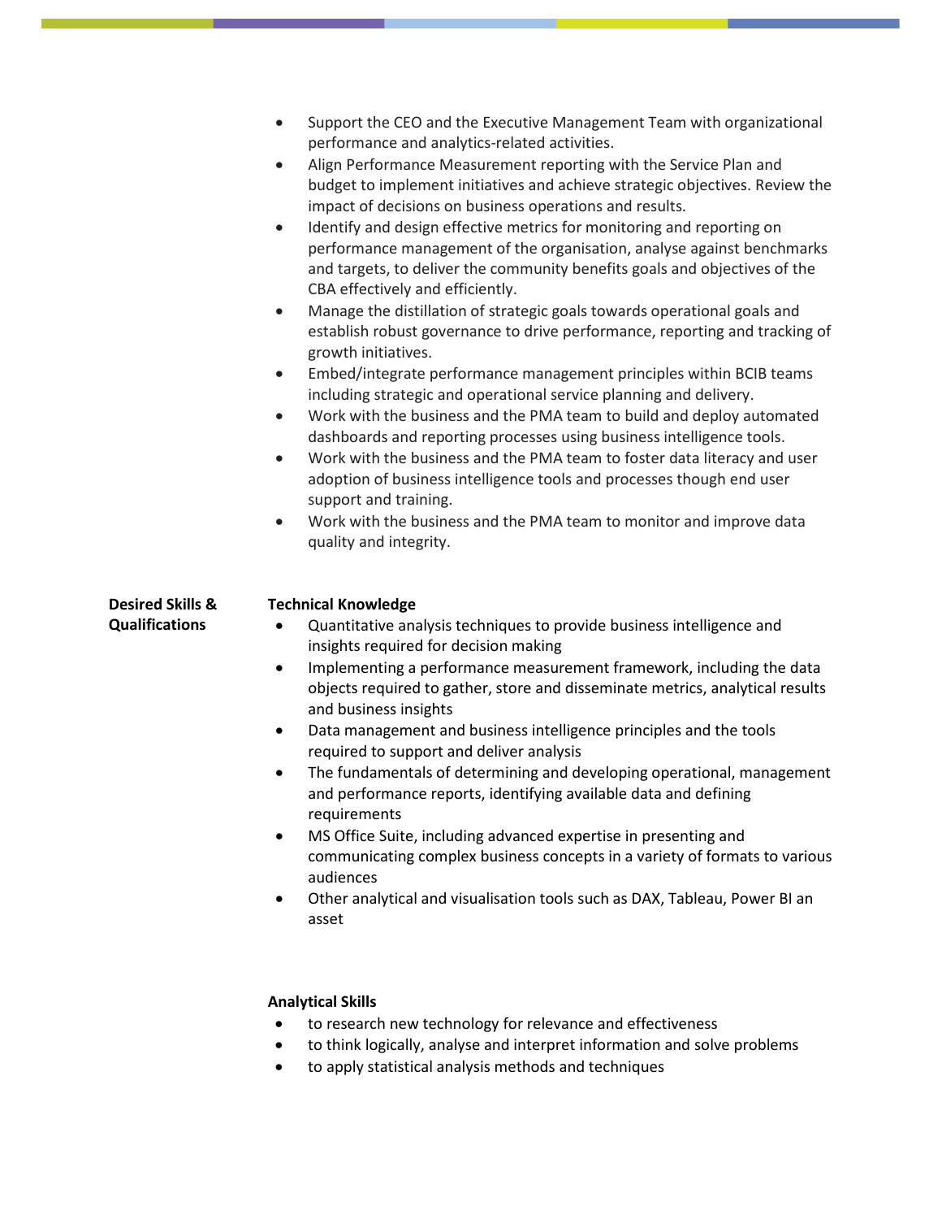- Support the CEO and the Executive Management Team with organizational performance and analytics-related activities.
- Align Performance Measurement reporting with the Service Plan and budget to implement initiatives and achieve strategic objectives. Review the impact of decisions on business operations and results.
- Identify and design effective metrics for monitoring and reporting on performance management of the organisation, analyse against benchmarks and targets, to deliver the community benefits goals and objectives of the CBA effectively and efficiently.
- Manage the distillation of strategic goals towards operational goals and establish robust governance to drive performance, reporting and tracking of growth initiatives.
- Embed/integrate performance management principles within BCIB teams including strategic and operational service planning and delivery.
- Work with the business and the PMA team to build and deploy automated dashboards and reporting processes using business intelligence tools.
- Work with the business and the PMA team to foster data literacy and user adoption of business intelligence tools and processes though end user support and training.
- Work with the business and the PMA team to monitor and improve data quality and integrity.

**Desired Skills & Qualifications**

**Technical Knowledge**

- Quantitative analysis techniques to provide business intelligence and insights required for decision making
- Implementing a performance measurement framework, including the data objects required to gather, store and disseminate metrics, analytical results and business insights
- Data management and business intelligence principles and the tools required to support and deliver analysis
- The fundamentals of determining and developing operational, management and performance reports, identifying available data and defining requirements
- MS Office Suite, including advanced expertise in presenting and communicating complex business concepts in a variety of formats to various audiences
- Other analytical and visualisation tools such as DAX, Tableau, Power BI an asset

**Analytical Skills**

- to research new technology for relevance and effectiveness
- to think logically, analyse and interpret information and solve problems
- to apply statistical analysis methods and techniques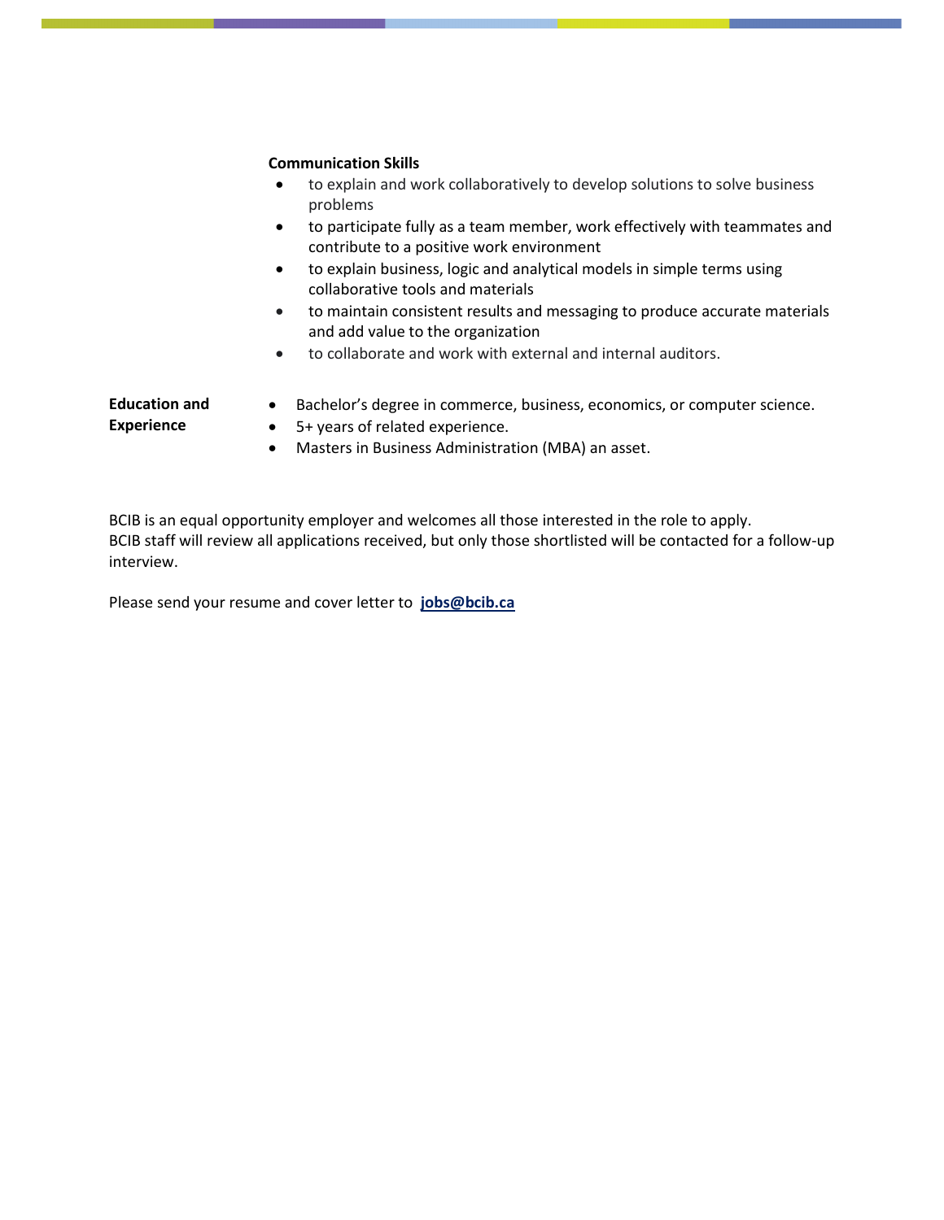**Communication Skills**

- to explain and work collaboratively to develop solutions to solve business problems
- to participate fully as a team member, work effectively with teammates and contribute to a positive work environment
- to explain business, logic and analytical models in simple terms using collaborative tools and materials
- to maintain consistent results and messaging to produce accurate materials and add value to the organization
- to collaborate and work with external and internal auditors.

**Education and Experience**

- Bachelor's degree in commerce, business, economics, or computer science.
- 5+ years of related experience.
- Masters in Business Administration (MBA) an asset.

BCIB is an equal opportunity employer and welcomes all those interested in the role to apply.
BCIB staff will review all applications received, but only those shortlisted will be contacted for a follow-up interview.

Please send your resume and cover letter to **jobs@bcib.ca**